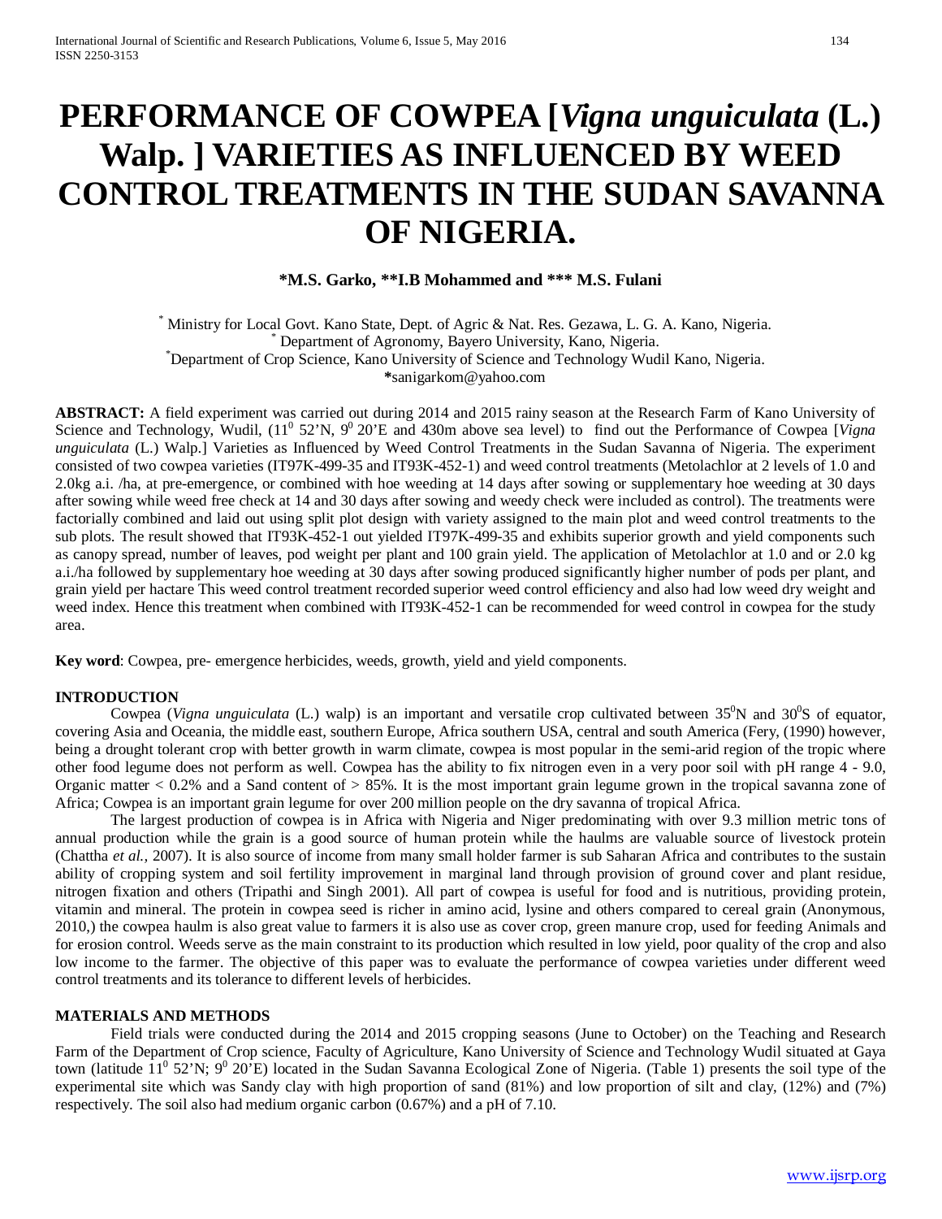# PERFORMANCE OF COWPEA [*Vigna unguiculata* (L.) Walp. ] VARIETIES AS INFLUENCED BY WEED CONTROL TREATMENTS IN THE SUDAN SAVANNA OF NIGERIA.

**\*M.S. Garko, \*\*I.B Mohammed and \*\*\* M.S. Fulani**

[*] Ministry for Local Govt. Kano State, Dept. of Agric & Nat. Res. Gezawa, L. G. A. Kano, Nigeria.
[*] Department of Agronomy, Bayero University, Kano, Nigeria.
[*]Department of Crop Science, Kano University of Science and Technology Wudil Kano, Nigeria.
**\***sanigarkom@yahoo.com

**ABSTRACT:** A field experiment was carried out during 2014 and 2015 rainy season at the Research Farm of Kano University of Science and Technology, Wudil, ($11^0$ 52'N, $9^0$ 20'E and 430m above sea level) to find out the Performance of Cowpea [*Vigna unguiculata* (L.) Walp.] Varieties as Influenced by Weed Control Treatments in the Sudan Savanna of Nigeria. The experiment consisted of two cowpea varieties (IT97K-499-35 and IT93K-452-1) and weed control treatments (Metolachlor at 2 levels of 1.0 and 2.0kg a.i. /ha, at pre-emergence, or combined with hoe weeding at 14 days after sowing or supplementary hoe weeding at 30 days after sowing while weed free check at 14 and 30 days after sowing and weedy check were included as control). The treatments were factorially combined and laid out using split plot design with variety assigned to the main plot and weed control treatments to the sub plots. The result showed that IT93K-452-1 out yielded IT97K-499-35 and exhibits superior growth and yield components such as canopy spread, number of leaves, pod weight per plant and 100 grain yield. The application of Metolachlor at 1.0 and or 2.0 kg a.i./ha followed by supplementary hoe weeding at 30 days after sowing produced significantly higher number of pods per plant, and grain yield per hactare This weed control treatment recorded superior weed control efficiency and also had low weed dry weight and weed index. Hence this treatment when combined with IT93K-452-1 can be recommended for weed control in cowpea for the study area.

**Key word**: Cowpea, pre- emergence herbicides, weeds, growth, yield and yield components.

## INTRODUCTION

Cowpea (*Vigna unguiculata* (L.) walp) is an important and versatile crop cultivated between $35^0$N and $30^0$S of equator, covering Asia and Oceania, the middle east, southern Europe, Africa southern USA, central and south America (Fery, (1990) however, being a drought tolerant crop with better growth in warm climate, cowpea is most popular in the semi-arid region of the tropic where other food legume does not perform as well. Cowpea has the ability to fix nitrogen even in a very poor soil with pH range 4 - 9.0, Organic matter < 0.2% and a Sand content of > 85%. It is the most important grain legume grown in the tropical savanna zone of Africa; Cowpea is an important grain legume for over 200 million people on the dry savanna of tropical Africa.

The largest production of cowpea is in Africa with Nigeria and Niger predominating with over 9.3 million metric tons of annual production while the grain is a good source of human protein while the haulms are valuable source of livestock protein (Chattha *et al.,* 2007). It is also source of income from many small holder farmer is sub Saharan Africa and contributes to the sustain ability of cropping system and soil fertility improvement in marginal land through provision of ground cover and plant residue, nitrogen fixation and others (Tripathi and Singh 2001). All part of cowpea is useful for food and is nutritious, providing protein, vitamin and mineral. The protein in cowpea seed is richer in amino acid, lysine and others compared to cereal grain (Anonymous, 2010,) the cowpea haulm is also great value to farmers it is also use as cover crop, green manure crop, used for feeding Animals and for erosion control. Weeds serve as the main constraint to its production which resulted in low yield, poor quality of the crop and also low income to the farmer. The objective of this paper was to evaluate the performance of cowpea varieties under different weed control treatments and its tolerance to different levels of herbicides.

## MATERIALS AND METHODS

Field trials were conducted during the 2014 and 2015 cropping seasons (June to October) on the Teaching and Research Farm of the Department of Crop science, Faculty of Agriculture, Kano University of Science and Technology Wudil situated at Gaya town (latitude $11^0$ 52'N; $9^0$ 20'E) located in the Sudan Savanna Ecological Zone of Nigeria. (Table 1) presents the soil type of the experimental site which was Sandy clay with high proportion of sand (81%) and low proportion of silt and clay, (12%) and (7%) respectively. The soil also had medium organic carbon (0.67%) and a pH of 7.10.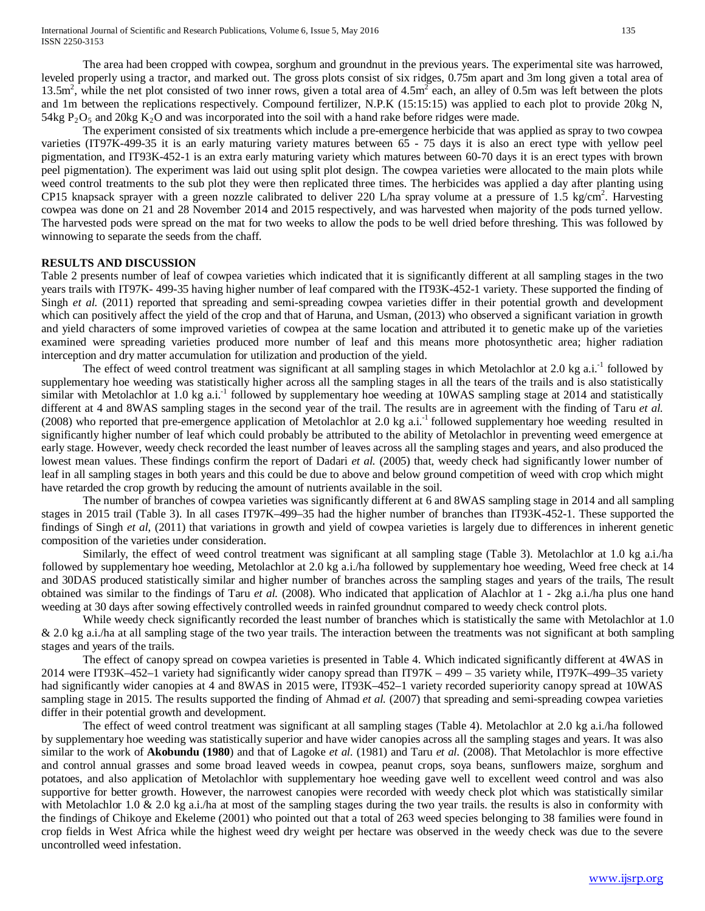The area had been cropped with cowpea, sorghum and groundnut in the previous years. The experimental site was harrowed, leveled properly using a tractor, and marked out. The gross plots consist of six ridges, 0.75m apart and 3m long given a total area of 13.5m$^2$, while the net plot consisted of two inner rows, given a total area of 4.5m$^2$ each, an alley of 0.5m was left between the plots and 1m between the replications respectively. Compound fertilizer, N.P.K (15:15:15) was applied to each plot to provide 20kg N, 54kg $P_2O_5$ and 20kg $K_2O$ and was incorporated into the soil with a hand rake before ridges were made.

The experiment consisted of six treatments which include a pre-emergence herbicide that was applied as spray to two cowpea varieties (IT97K-499-35 it is an early maturing variety matures between 65 - 75 days it is also an erect type with yellow peel pigmentation, and IT93K-452-1 is an extra early maturing variety which matures between 60-70 days it is an erect types with brown peel pigmentation). The experiment was laid out using split plot design. The cowpea varieties were allocated to the main plots while weed control treatments to the sub plot they were then replicated three times. The herbicides was applied a day after planting using CP15 knapsack sprayer with a green nozzle calibrated to deliver 220 L/ha spray volume at a pressure of 1.5 kg/cm$^2$. Harvesting cowpea was done on 21 and 28 November 2014 and 2015 respectively, and was harvested when majority of the pods turned yellow. The harvested pods were spread on the mat for two weeks to allow the pods to be well dried before threshing. This was followed by winnowing to separate the seeds from the chaff.

## RESULTS AND DISCUSSION

Table 2 presents number of leaf of cowpea varieties which indicated that it is significantly different at all sampling stages in the two years trails with IT97K- 499-35 having higher number of leaf compared with the IT93K-452-1 variety. These supported the finding of Singh *et al.* (2011) reported that spreading and semi-spreading cowpea varieties differ in their potential growth and development which can positively affect the yield of the crop and that of Haruna, and Usman, (2013) who observed a significant variation in growth and yield characters of some improved varieties of cowpea at the same location and attributed it to genetic make up of the varieties examined were spreading varieties produced more number of leaf and this means more photosynthetic area; higher radiation interception and dry matter accumulation for utilization and production of the yield.

The effect of weed control treatment was significant at all sampling stages in which Metolachlor at 2.0 kg a.i.$^{-1}$ followed by supplementary hoe weeding was statistically higher across all the sampling stages in all the tears of the trails and is also statistically similar with Metolachlor at 1.0 kg a.i.$^{-1}$ followed by supplementary hoe weeding at 10WAS sampling stage at 2014 and statistically different at 4 and 8WAS sampling stages in the second year of the trail. The results are in agreement with the finding of Taru *et al.* (2008) who reported that pre-emergence application of Metolachlor at 2.0 kg a.i.$^{-1}$ followed supplementary hoe weeding resulted in significantly higher number of leaf which could probably be attributed to the ability of Metolachlor in preventing weed emergence at early stage. However, weedy check recorded the least number of leaves across all the sampling stages and years, and also produced the lowest mean values. These findings confirm the report of Dadari *et al.* (2005) that, weedy check had significantly lower number of leaf in all sampling stages in both years and this could be due to above and below ground competition of weed with crop which might have retarded the crop growth by reducing the amount of nutrients available in the soil.

The number of branches of cowpea varieties was significantly different at 6 and 8WAS sampling stage in 2014 and all sampling stages in 2015 trail (Table 3). In all cases IT97K–499–35 had the higher number of branches than IT93K-452-1. These supported the findings of Singh *et al*, (2011) that variations in growth and yield of cowpea varieties is largely due to differences in inherent genetic composition of the varieties under consideration.

Similarly, the effect of weed control treatment was significant at all sampling stage (Table 3). Metolachlor at 1.0 kg a.i./ha followed by supplementary hoe weeding, Metolachlor at 2.0 kg a.i./ha followed by supplementary hoe weeding, Weed free check at 14 and 30DAS produced statistically similar and higher number of branches across the sampling stages and years of the trails, The result obtained was similar to the findings of Taru *et al.* (2008). Who indicated that application of Alachlor at 1 - 2kg a.i./ha plus one hand weeding at 30 days after sowing effectively controlled weeds in rainfed groundnut compared to weedy check control plots.

While weedy check significantly recorded the least number of branches which is statistically the same with Metolachlor at 1.0 & 2.0 kg a.i./ha at all sampling stage of the two year trails. The interaction between the treatments was not significant at both sampling stages and years of the trails.

The effect of canopy spread on cowpea varieties is presented in Table 4. Which indicated significantly different at 4WAS in 2014 were IT93K–452–1 variety had significantly wider canopy spread than IT97K – 499 – 35 variety while, IT97K–499–35 variety had significantly wider canopies at 4 and 8WAS in 2015 were, IT93K–452–1 variety recorded superiority canopy spread at 10WAS sampling stage in 2015. The results supported the finding of Ahmad *et al.* (2007) that spreading and semi-spreading cowpea varieties differ in their potential growth and development.

The effect of weed control treatment was significant at all sampling stages (Table 4). Metolachlor at 2.0 kg a.i./ha followed by supplementary hoe weeding was statistically superior and have wider canopies across all the sampling stages and years. It was also similar to the work of **Akobundu (1980**) and that of Lagoke *et al.* (1981) and Taru *et al.* (2008). That Metolachlor is more effective and control annual grasses and some broad leaved weeds in cowpea, peanut crops, soya beans, sunflowers maize, sorghum and potatoes, and also application of Metolachlor with supplementary hoe weeding gave well to excellent weed control and was also supportive for better growth. However, the narrowest canopies were recorded with weedy check plot which was statistically similar with Metolachlor 1.0 & 2.0 kg a.i./ha at most of the sampling stages during the two year trails. the results is also in conformity with the findings of Chikoye and Ekeleme (2001) who pointed out that a total of 263 weed species belonging to 38 families were found in crop fields in West Africa while the highest weed dry weight per hectare was observed in the weedy check was due to the severe uncontrolled weed infestation.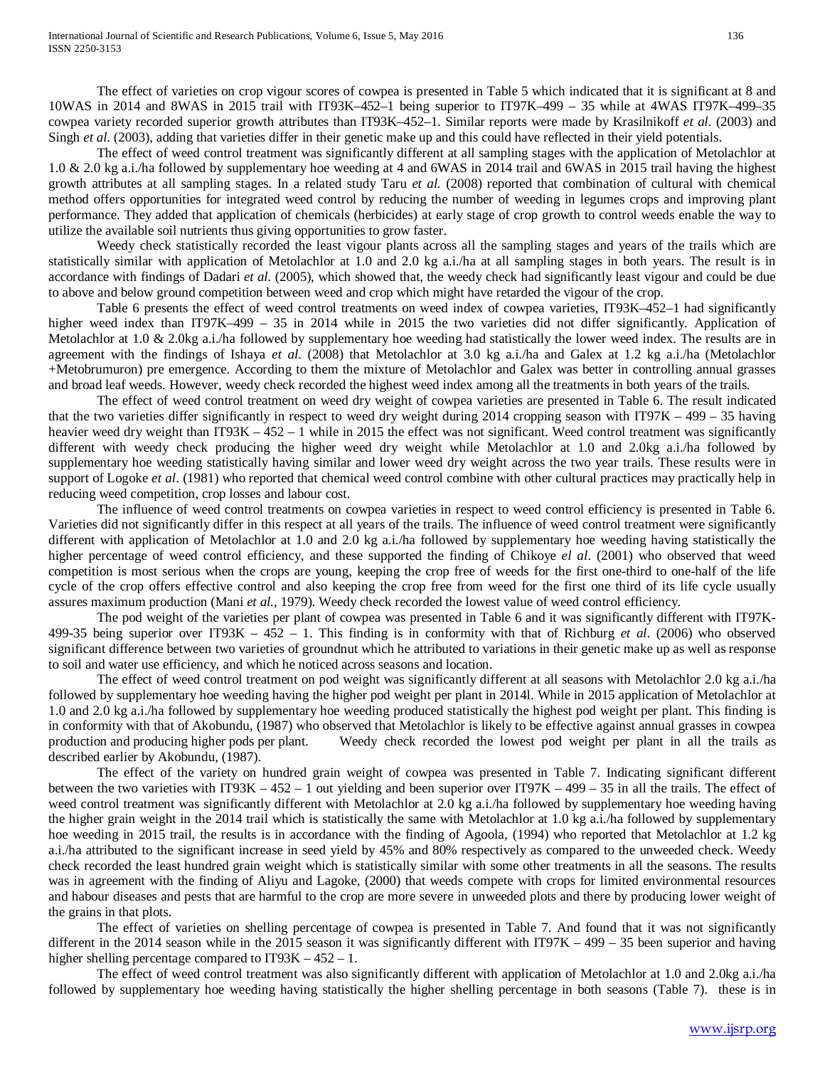The effect of varieties on crop vigour scores of cowpea is presented in Table 5 which indicated that it is significant at 8 and 10WAS in 2014 and 8WAS in 2015 trail with IT93K–452–1 being superior to IT97K–499 – 35 while at 4WAS IT97K–499–35 cowpea variety recorded superior growth attributes than IT93K–452–1. Similar reports were made by Krasilnikoff *et al.* (2003) and Singh *et al*. (2003), adding that varieties differ in their genetic make up and this could have reflected in their yield potentials.

The effect of weed control treatment was significantly different at all sampling stages with the application of Metolachlor at 1.0 & 2.0 kg a.i./ha followed by supplementary hoe weeding at 4 and 6WAS in 2014 trail and 6WAS in 2015 trail having the highest growth attributes at all sampling stages. In a related study Taru *et al.* (2008) reported that combination of cultural with chemical method offers opportunities for integrated weed control by reducing the number of weeding in legumes crops and improving plant performance. They added that application of chemicals (herbicides) at early stage of crop growth to control weeds enable the way to utilize the available soil nutrients thus giving opportunities to grow faster.

Weedy check statistically recorded the least vigour plants across all the sampling stages and years of the trails which are statistically similar with application of Metolachlor at 1.0 and 2.0 kg a.i./ha at all sampling stages in both years. The result is in accordance with findings of Dadari *et al*. (2005), which showed that, the weedy check had significantly least vigour and could be due to above and below ground competition between weed and crop which might have retarded the vigour of the crop.

Table 6 presents the effect of weed control treatments on weed index of cowpea varieties, IT93K–452–1 had significantly higher weed index than IT97K–499 – 35 in 2014 while in 2015 the two varieties did not differ significantly. Application of Metolachlor at 1.0 & 2.0kg a.i./ha followed by supplementary hoe weeding had statistically the lower weed index. The results are in agreement with the findings of Ishaya *et al*. (2008) that Metolachlor at 3.0 kg a.i./ha and Galex at 1.2 kg a.i./ha (Metolachlor +Metobrumuron) pre emergence. According to them the mixture of Metolachlor and Galex was better in controlling annual grasses and broad leaf weeds. However, weedy check recorded the highest weed index among all the treatments in both years of the trails.

The effect of weed control treatment on weed dry weight of cowpea varieties are presented in Table 6. The result indicated that the two varieties differ significantly in respect to weed dry weight during 2014 cropping season with IT97K – 499 – 35 having heavier weed dry weight than IT93K – 452 – 1 while in 2015 the effect was not significant. Weed control treatment was significantly different with weedy check producing the higher weed dry weight while Metolachlor at 1.0 and 2.0kg a.i./ha followed by supplementary hoe weeding statistically having similar and lower weed dry weight across the two year trails. These results were in support of Logoke *et al*. (1981) who reported that chemical weed control combine with other cultural practices may practically help in reducing weed competition, crop losses and labour cost.

The influence of weed control treatments on cowpea varieties in respect to weed control efficiency is presented in Table 6. Varieties did not significantly differ in this respect at all years of the trails. The influence of weed control treatment were significantly different with application of Metolachlor at 1.0 and 2.0 kg a.i./ha followed by supplementary hoe weeding having statistically the higher percentage of weed control efficiency, and these supported the finding of Chikoye *el al*. (2001) who observed that weed competition is most serious when the crops are young, keeping the crop free of weeds for the first one-third to one-half of the life cycle of the crop offers effective control and also keeping the crop free from weed for the first one third of its life cycle usually assures maximum production (Mani *et al.*, 1979). Weedy check recorded the lowest value of weed control efficiency.

The pod weight of the varieties per plant of cowpea was presented in Table 6 and it was significantly different with IT97K-499-35 being superior over IT93K – 452 – 1. This finding is in conformity with that of Richburg *et al*. (2006) who observed significant difference between two varieties of groundnut which he attributed to variations in their genetic make up as well as response to soil and water use efficiency, and which he noticed across seasons and location.

The effect of weed control treatment on pod weight was significantly different at all seasons with Metolachlor 2.0 kg a.i./ha followed by supplementary hoe weeding having the higher pod weight per plant in 2014l. While in 2015 application of Metolachlor at 1.0 and 2.0 kg a.i./ha followed by supplementary hoe weeding produced statistically the highest pod weight per plant. This finding is in conformity with that of Akobundu, (1987) who observed that Metolachlor is likely to be effective against annual grasses in cowpea production and producing higher pods per plant. Weedy check recorded the lowest pod weight per plant in all the trails as described earlier by Akobundu, (1987).

The effect of the variety on hundred grain weight of cowpea was presented in Table 7. Indicating significant different between the two varieties with IT93K – 452 – 1 out yielding and been superior over IT97K – 499 – 35 in all the trails. The effect of weed control treatment was significantly different with Metolachlor at 2.0 kg a.i./ha followed by supplementary hoe weeding having the higher grain weight in the 2014 trail which is statistically the same with Metolachlor at 1.0 kg a.i./ha followed by supplementary hoe weeding in 2015 trail, the results is in accordance with the finding of Agoola, (1994) who reported that Metolachlor at 1.2 kg a.i./ha attributed to the significant increase in seed yield by 45% and 80% respectively as compared to the unweeded check. Weedy check recorded the least hundred grain weight which is statistically similar with some other treatments in all the seasons. The results was in agreement with the finding of Aliyu and Lagoke, (2000) that weeds compete with crops for limited environmental resources and habour diseases and pests that are harmful to the crop are more severe in unweeded plots and there by producing lower weight of the grains in that plots.

The effect of varieties on shelling percentage of cowpea is presented in Table 7. And found that it was not significantly different in the 2014 season while in the 2015 season it was significantly different with IT97K – 499 – 35 been superior and having higher shelling percentage compared to IT93K – 452 – 1.

The effect of weed control treatment was also significantly different with application of Metolachlor at 1.0 and 2.0kg a.i./ha followed by supplementary hoe weeding having statistically the higher shelling percentage in both seasons (Table 7). these is in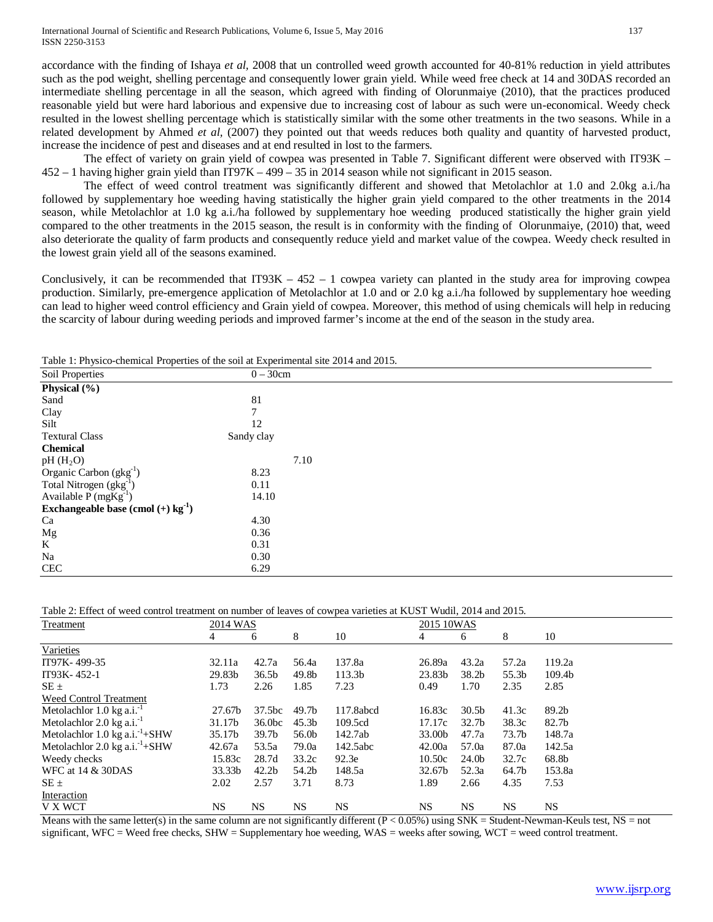accordance with the finding of Ishaya *et al*, 2008 that un controlled weed growth accounted for 40-81% reduction in yield attributes such as the pod weight, shelling percentage and consequently lower grain yield. While weed free check at 14 and 30DAS recorded an intermediate shelling percentage in all the season, which agreed with finding of Olorunmaiye (2010), that the practices produced reasonable yield but were hard laborious and expensive due to increasing cost of labour as such were un-economical. Weedy check resulted in the lowest shelling percentage which is statistically similar with the some other treatments in the two seasons. While in a related development by Ahmed *et al*, (2007) they pointed out that weeds reduces both quality and quantity of harvested product, increase the incidence of pest and diseases and at end resulted in lost to the farmers.

The effect of variety on grain yield of cowpea was presented in Table 7. Significant different were observed with IT93K – 452 – 1 having higher grain yield than IT97K – 499 – 35 in 2014 season while not significant in 2015 season.

The effect of weed control treatment was significantly different and showed that Metolachlor at 1.0 and 2.0kg a.i./ha followed by supplementary hoe weeding having statistically the higher grain yield compared to the other treatments in the 2014 season, while Metolachlor at 1.0 kg a.i./ha followed by supplementary hoe weeding produced statistically the higher grain yield compared to the other treatments in the 2015 season, the result is in conformity with the finding of Olorunmaiye, (2010) that, weed also deteriorate the quality of farm products and consequently reduce yield and market value of the cowpea. Weedy check resulted in the lowest grain yield all of the seasons examined.

Conclusively, it can be recommended that IT93K – 452 – 1 cowpea variety can planted in the study area for improving cowpea production. Similarly, pre-emergence application of Metolachlor at 1.0 and or 2.0 kg a.i./ha followed by supplementary hoe weeding can lead to higher weed control efficiency and Grain yield of cowpea. Moreover, this method of using chemicals will help in reducing the scarcity of labour during weeding periods and improved farmer's income at the end of the season in the study area.

Table 1: Physico-chemical Properties of the soil at Experimental site 2014 and 2015.

| Soil Properties | 0 – 30cm |
|---|---|
| **Physical (%)** | |
| Sand | 81 |
| Clay | 7 |
| Silt | 12 |
| Textural Class | Sandy clay |
| **Chemical** | |
| pH ($H_2O$) | 7.10 |
| Organic Carbon ($gkg^{-1}$) | 8.23 |
| Total Nitrogen ($gkg^{-1}$) | 0.11 |
| Available P ($mgKg^{-1}$) | 14.10 |
| **Exchangeable base (cmol (+) $kg^{-1}$)** | |
| Ca | 4.30 |
| Mg | 0.36 |
| K | 0.31 |
| Na | 0.30 |
| CEC | 6.29 |

Table 2: Effect of weed control treatment on number of leaves of cowpea varieties at KUST Wudil, 2014 and 2015.

| Treatment | 2014 WAS | | | | 2015 10WAS | | | |
|---|---|---|---|---|---|---|---|---|
| | 4 | 6 | 8 | 10 | 4 | 6 | 8 | 10 |
| Varieties | | | | | | | | |
| IT97K- 499-35 | 32.11a | 42.7a | 56.4a | 137.8a | 26.89a | 43.2a | 57.2a | 119.2a |
| IT93K- 452-1 | 29.83b | 36.5b | 49.8b | 113.3b | 23.83b | 38.2b | 55.3b | 109.4b |
| SE ± | 1.73 | 2.26 | 1.85 | 7.23 | 0.49 | 1.70 | 2.35 | 2.85 |
| Weed Control Treatment | | | | | | | | |
| Metolachlor 1.0 kg a.i.$^{-1}$ | 27.67b | 37.5bc | 49.7b | 117.8abcd | 16.83c | 30.5b | 41.3c | 89.2b |
| Metolachlor 2.0 kg a.i.$^{-1}$ | 31.17b | 36.0bc | 45.3b | 109.5cd | 17.17c | 32.7b | 38.3c | 82.7b |
| Metolachlor 1.0 kg a.i.$^{-1}$+SHW | 35.17b | 39.7b | 56.0b | 142.7ab | 33.00b | 47.7a | 73.7b | 148.7a |
| Metolachlor 2.0 kg a.i.$^{-1}$+SHW | 42.67a | 53.5a | 79.0a | 142.5abc | 42.00a | 57.0a | 87.0a | 142.5a |
| Weedy checks | 15.83c | 28.7d | 33.2c | 92.3e | 10.50c | 24.0b | 32.7c | 68.8b |
| WFC at 14 & 30DAS | 33.33b | 42.2b | 54.2b | 148.5a | 32.67b | 52.3a | 64.7b | 153.8a |
| SE ± | 2.02 | 2.57 | 3.71 | 8.73 | 1.89 | 2.66 | 4.35 | 7.53 |
| Interaction | | | | | | | | |
| V X WCT | NS | NS | NS | NS | NS | NS | NS | NS |

Means with the same letter(s) in the same column are not significantly different (P < 0.05%) using SNK = Student-Newman-Keuls test, NS = not significant, WFC = Weed free checks, SHW = Supplementary hoe weeding, WAS = weeks after sowing, WCT = weed control treatment.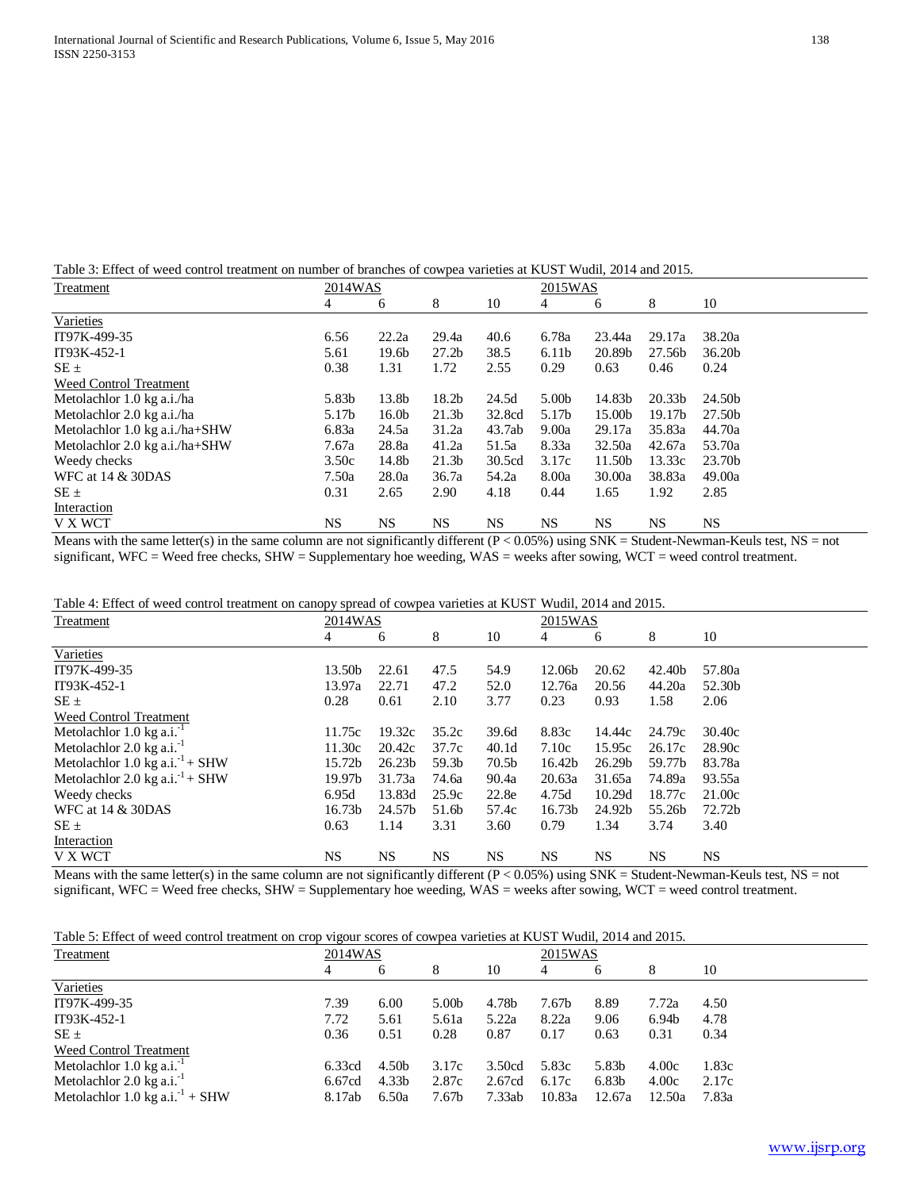Table 3: Effect of weed control treatment on number of branches of cowpea varieties at KUST Wudil, 2014 and 2015.

| Treatment | 2014WAS | | | | 2015WAS | | | |
|---|---|---|---|---|---|---|---|---|
| | 4 | 6 | 8 | 10 | 4 | 6 | 8 | 10 |
| Varieties | | | | | | | | |
| IT97K-499-35 | 6.56 | 22.2a | 29.4a | 40.6 | 6.78a | 23.44a | 29.17a | 38.20a |
| IT93K-452-1 | 5.61 | 19.6b | 27.2b | 38.5 | 6.11b | 20.89b | 27.56b | 36.20b |
| SE ± | 0.38 | 1.31 | 1.72 | 2.55 | 0.29 | 0.63 | 0.46 | 0.24 |
| Weed Control Treatment | | | | | | | | |
| Metolachlor 1.0 kg a.i./ha | 5.83b | 13.8b | 18.2b | 24.5d | 5.00b | 14.83b | 20.33b | 24.50b |
| Metolachlor 2.0 kg a.i./ha | 5.17b | 16.0b | 21.3b | 32.8cd | 5.17b | 15.00b | 19.17b | 27.50b |
| Metolachlor 1.0 kg a.i./ha+SHW | 6.83a | 24.5a | 31.2a | 43.7ab | 9.00a | 29.17a | 35.83a | 44.70a |
| Metolachlor 2.0 kg a.i./ha+SHW | 7.67a | 28.8a | 41.2a | 51.5a | 8.33a | 32.50a | 42.67a | 53.70a |
| Weedy checks | 3.50c | 14.8b | 21.3b | 30.5cd | 3.17c | 11.50b | 13.33c | 23.70b |
| WFC at 14 & 30DAS | 7.50a | 28.0a | 36.7a | 54.2a | 8.00a | 30.00a | 38.83a | 49.00a |
| SE ± | 0.31 | 2.65 | 2.90 | 4.18 | 0.44 | 1.65 | 1.92 | 2.85 |
| Interaction | | | | | | | | |
| V X WCT | NS | NS | NS | NS | NS | NS | NS | NS |

Means with the same letter(s) in the same column are not significantly different ($P < 0.05\%$) using SNK = Student-Newman-Keuls test, NS = not significant, WFC = Weed free checks, SHW = Supplementary hoe weeding, WAS = weeks after sowing, WCT = weed control treatment.

Table 4: Effect of weed control treatment on canopy spread of cowpea varieties at KUST Wudil, 2014 and 2015.

| Treatment | 2014WAS | | | | 2015WAS | | | |
|---|---|---|---|---|---|---|---|---|
| | 4 | 6 | 8 | 10 | 4 | 6 | 8 | 10 |
| Varieties | | | | | | | | |
| IT97K-499-35 | 13.50b | 22.61 | 47.5 | 54.9 | 12.06b | 20.62 | 42.40b | 57.80a |
| IT93K-452-1 | 13.97a | 22.71 | 47.2 | 52.0 | 12.76a | 20.56 | 44.20a | 52.30b |
| SE ± | 0.28 | 0.61 | 2.10 | 3.77 | 0.23 | 0.93 | 1.58 | 2.06 |
| Weed Control Treatment | | | | | | | | |
| Metolachlor 1.0 kg a.i.$^{-1}$ | 11.75c | 19.32c | 35.2c | 39.6d | 8.83c | 14.44c | 24.79c | 30.40c |
| Metolachlor 2.0 kg a.i.$^{-1}$ | 11.30c | 20.42c | 37.7c | 40.1d | 7.10c | 15.95c | 26.17c | 28.90c |
| Metolachlor 1.0 kg a.i.$^{-1}$ + SHW | 15.72b | 26.23b | 59.3b | 70.5b | 16.42b | 26.29b | 59.77b | 83.78a |
| Metolachlor 2.0 kg a.i.$^{-1}$ + SHW | 19.97b | 31.73a | 74.6a | 90.4a | 20.63a | 31.65a | 74.89a | 93.55a |
| Weedy checks | 6.95d | 13.83d | 25.9c | 22.8e | 4.75d | 10.29d | 18.77c | 21.00c |
| WFC at 14 & 30DAS | 16.73b | 24.57b | 51.6b | 57.4c | 16.73b | 24.92b | 55.26b | 72.72b |
| SE ± | 0.63 | 1.14 | 3.31 | 3.60 | 0.79 | 1.34 | 3.74 | 3.40 |
| Interaction | | | | | | | | |
| V X WCT | NS | NS | NS | NS | NS | NS | NS | NS |

Means with the same letter(s) in the same column are not significantly different ($P < 0.05\%$) using SNK = Student-Newman-Keuls test, NS = not significant, WFC = Weed free checks, SHW = Supplementary hoe weeding, WAS = weeks after sowing, WCT = weed control treatment.

Table 5: Effect of weed control treatment on crop vigour scores of cowpea varieties at KUST Wudil, 2014 and 2015.

| Treatment | 2014WAS | | | | 2015WAS | | | |
|---|---|---|---|---|---|---|---|---|
| | 4 | 6 | 8 | 10 | 4 | 6 | 8 | 10 |
| Varieties | | | | | | | | |
| IT97K-499-35 | 7.39 | 6.00 | 5.00b | 4.78b | 7.67b | 8.89 | 7.72a | 4.50 |
| IT93K-452-1 | 7.72 | 5.61 | 5.61a | 5.22a | 8.22a | 9.06 | 6.94b | 4.78 |
| SE ± | 0.36 | 0.51 | 0.28 | 0.87 | 0.17 | 0.63 | 0.31 | 0.34 |
| Weed Control Treatment | | | | | | | | |
| Metolachlor 1.0 kg a.i.$^{-1}$ | 6.33cd | 4.50b | 3.17c | 3.50cd | 5.83c | 5.83b | 4.00c | 1.83c |
| Metolachlor 2.0 kg a.i.$^{-1}$ | 6.67cd | 4.33b | 2.87c | 2.67cd | 6.17c | 6.83b | 4.00c | 2.17c |
| Metolachlor 1.0 kg a.i.$^{-1}$ + SHW | 8.17ab | 6.50a | 7.67b | 7.33ab | 10.83a | 12.67a | 12.50a | 7.83a |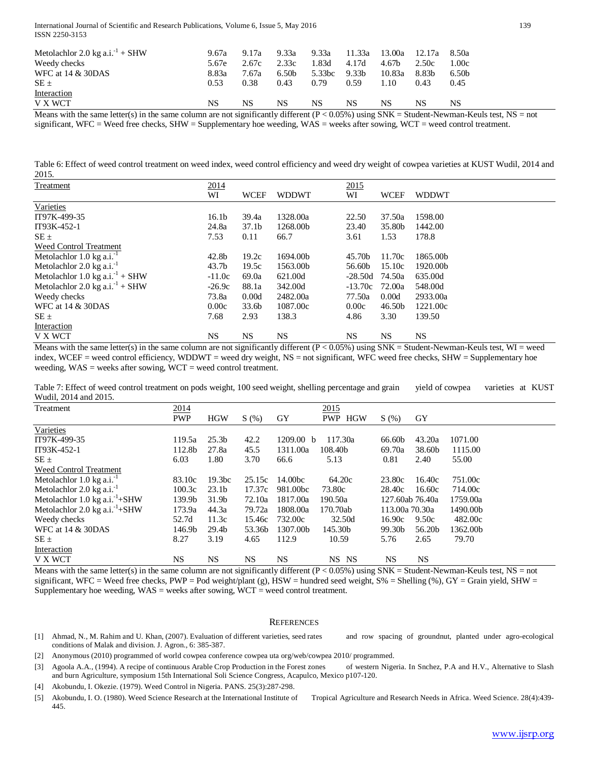| | | | | | | | | |
|---|---|---|---|---|---|---|---|---|
| Metolachlor 2.0 kg a.i.$^{-1}$ + SHW | 9.67a | 9.17a | 9.33a | 9.33a | 11.33a | 13.00a | 12.17a | 8.50a |
| Weedy checks | 5.67e | 2.67c | 2.33c | 1.83d | 4.17d | 4.67b | 2.50c | 1.00c |
| WFC at 14 & 30DAS | 8.83a | 7.67a | 6.50b | 5.33bc | 9.33b | 10.83a | 8.83b | 6.50b |
| SE ± | 0.53 | 0.38 | 0.43 | 0.79 | 0.59 | 1.10 | 0.43 | 0.45 |
| Interaction | | | | | | | | |
| V X WCT | NS | NS | NS | NS | NS | NS | NS | NS |

Means with the same letter(s) in the same column are not significantly different (P < 0.05%) using SNK = Student-Newman-Keuls test, NS = not significant, WFC = Weed free checks, SHW = Supplementary hoe weeding, WAS = weeks after sowing, WCT = weed control treatment.

Table 6: Effect of weed control treatment on weed index, weed control efficiency and weed dry weight of cowpea varieties at KUST Wudil, 2014 and 2015.

| Treatment | 2014 | | | 2015 | | |
|---|---|---|---|---|---|---|
| | WI | WCEF | WDDWT | WI | WCEF | WDDWT |
| Varieties | | | | | | |
| IT97K-499-35 | 16.1b | 39.4a | 1328.00a | 22.50 | 37.50a | 1598.00 |
| IT93K-452-1 | 24.8a | 37.1b | 1268.00b | 23.40 | 35.80b | 1442.00 |
| SE ± | 7.53 | 0.11 | 66.7 | 3.61 | 1.53 | 178.8 |
| Weed Control Treatment | | | | | | |
| Metolachlor 1.0 kg a.i.$^{-1}$ | 42.8b | 19.2c | 1694.00b | 45.70b | 11.70c | 1865.00b |
| Metolachlor 2.0 kg a.i.$^{-1}$ | 43.7b | 19.5c | 1563.00b | 56.60b | 15.10c | 1920.00b |
| Metolachlor 1.0 kg a.i.$^{-1}$ + SHW | -11.0c | 69.0a | 621.00d | -28.50d | 74.50a | 635.00d |
| Metolachlor 2.0 kg a.i.$^{-1}$ + SHW | -26.9c | 88.1a | 342.00d | -13.70c | 72.00a | 548.00d |
| Weedy checks | 73.8a | 0.00d | 2482.00a | 77.50a | 0.00d | 2933.00a |
| WFC at 14 & 30DAS | 0.00c | 33.6b | 1087.00c | 0.00c | 46.50b | 1221.00c |
| SE ± | 7.68 | 2.93 | 138.3 | 4.86 | 3.30 | 139.50 |
| Interaction | | | | | | |
| V X WCT | NS | NS | NS | NS | NS | NS |

Means with the same letter(s) in the same column are not significantly different (P < 0.05%) using SNK = Student-Newman-Keuls test, WI = weed index, WCEF = weed control efficiency, WDDWT = weed dry weight, NS = not significant, WFC weed free checks, SHW = Supplementary hoe weeding, WAS = weeks after sowing, WCT = weed control treatment.

Table 7: Effect of weed control treatment on pods weight, 100 seed weight, shelling percentage and grain yield of cowpea varieties at KUST Wudil, 2014 and 2015.

| Treatment | 2014 | | | | 2015 | | | |
|---|---|---|---|---|---|---|---|---|
| | PWP | HGW | S (%) | GY | PWP | HGW | S (%) | GY |
| Varieties | | | | | | | | |
| IT97K-499-35 | 119.5a | 25.3b | 42.2 | 1209.00 b | 117.30a | 66.60b | 43.20a | 1071.00 |
| IT93K-452-1 | 112.8b | 27.8a | 45.5 | 1311.00a | 108.40b | 69.70a | 38.60b | 1115.00 |
| SE ± | 6.03 | 1.80 | 3.70 | 66.6 | 5.13 | 0.81 | 2.40 | 55.00 |
| Weed Control Treatment | | | | | | | | |
| Metolachlor 1.0 kg a.i.$^{-1}$ | 83.10c | 19.3bc | 25.15c | 14.00bc | 64.20c | 23.80c | 16.40c | 751.00c |
| Metolachlor 2.0 kg a.i.$^{-1}$ | 100.3c | 23.1b | 17.37c | 981.00bc | 73.80c | 28.40c | 16.60c | 714.00c |
| Metolachlor 1.0 kg a.i.$^{-1}$+SHW | 139.9b | 31.9b | 72.10a | 1817.00a | 190.50a | 127.60ab | 76.40a | 1759.00a |
| Metolachlor 2.0 kg a.i.$^{-1}$+SHW | 173.9a | 44.3a | 79.72a | 1808.00a | 170.70ab | 113.00a | 70.30a | 1490.00b |
| Weedy checks | 52.7d | 11.3c | 15.46c | 732.00c | 32.50d | 16.90c | 9.50c | 482.00c |
| WFC at 14 & 30DAS | 146.9b | 29.4b | 53.36b | 1307.00b | 145.30b | 99.30b | 56.20b | 1362.00b |
| SE ± | 8.27 | 3.19 | 4.65 | 112.9 | 10.59 | 5.76 | 2.65 | 79.70 |
| Interaction | | | | | | | | |
| V X WCT | NS | NS | NS | NS | NS | NS | NS | NS |

Means with the same letter(s) in the same column are not significantly different (P < 0.05%) using SNK = Student-Newman-Keuls test, NS = not significant, WFC = Weed free checks, PWP = Pod weight/plant (g), HSW = hundred seed weight, S% = Shelling (%), GY = Grain yield, SHW = Supplementary hoe weeding, WAS = weeks after sowing, WCT = weed control treatment.

## REFERENCES

[1] Ahmad, N., M. Rahim and U. Khan, (2007). Evaluation of different varieties, seed rates and row spacing of groundnut, planted under agro-ecological conditions of Malak and division. J. Agron., 6: 385-387.

[2] Anonymous (2010) programmed of world cowpea conference cowpea uta org/web/cowpea 2010/ programmed.

[3] Agoola A.A., (1994). A recipe of continuous Arable Crop Production in the Forest zones of western Nigeria. In Snchez, P.A and H.V., Alternative to Slash and burn Agriculture, symposium 15th International Soli Science Congress, Acapulco, Mexico p107-120.

[4] Akobundu, I. Okezie. (1979). Weed Control in Nigeria. PANS. 25(3):287-298.

[5] Akobundu, I. O. (1980). Weed Science Research at the International Institute of Tropical Agriculture and Research Needs in Africa. Weed Science. 28(4):439-445.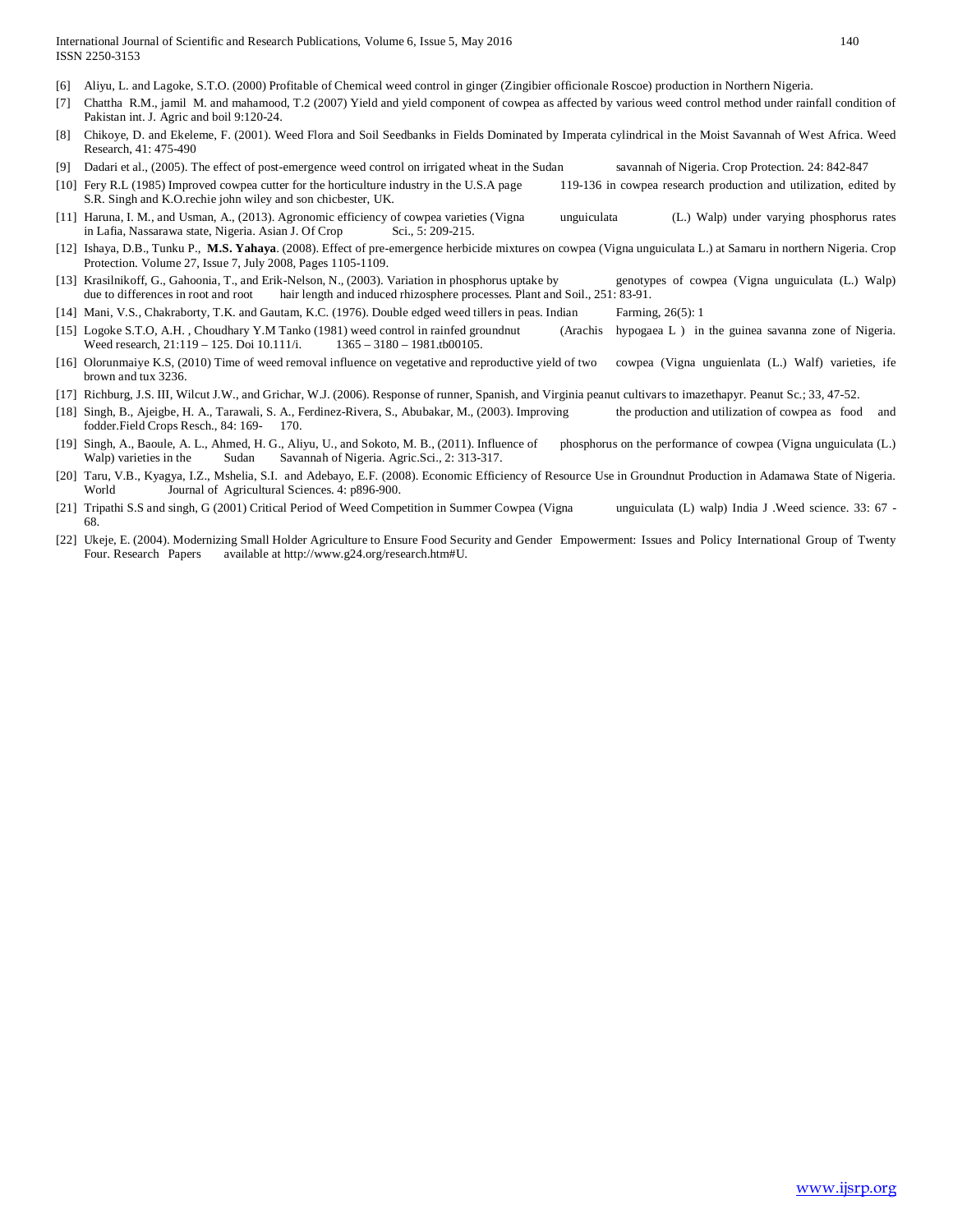[6] Aliyu, L. and Lagoke, S.T.O. (2000) Profitable of Chemical weed control in ginger (Zingibier officionale Roscoe) production in Northern Nigeria.

[7] Chattha R.M., jamil M. and mahamood, T.2 (2007) Yield and yield component of cowpea as affected by various weed control method under rainfall condition of Pakistan int. J. Agric and boil 9:120-24.

[8] Chikoye, D. and Ekeleme, F. (2001). Weed Flora and Soil Seedbanks in Fields Dominated by Imperata cylindrical in the Moist Savannah of West Africa. Weed Research, 41: 475-490

[9] Dadari et al., (2005). The effect of post-emergence weed control on irrigated wheat in the Sudan savannah of Nigeria. Crop Protection. 24: 842-847

[10] Fery R.L (1985) Improved cowpea cutter for the horticulture industry in the U.S.A page 119-136 in cowpea research production and utilization, edited by S.R. Singh and K.O.rechie john wiley and son chicbester, UK.

[11] Haruna, I. M., and Usman, A., (2013). Agronomic efficiency of cowpea varieties (Vigna unguiculata (L.) Walp) under varying phosphorus rates in Lafia, Nassarawa state, Nigeria. Asian J. Of Crop Sci., 5: 209-215.

[12] Ishaya, D.B., Tunku P., **M.S. Yahaya**. (2008). Effect of pre-emergence herbicide mixtures on cowpea (Vigna unguiculata L.) at Samaru in northern Nigeria. Crop Protection. Volume 27, Issue 7, July 2008, Pages 1105-1109.

[13] Krasilnikoff, G., Gahoonia, T., and Erik-Nelson, N., (2003). Variation in phosphorus uptake by genotypes of cowpea (Vigna unguiculata (L.) Walp) due to differences in root and root hair length and induced rhizosphere processes. Plant and Soil., 251: 83-91.

[14] Mani, V.S., Chakraborty, T.K. and Gautam, K.C. (1976). Double edged weed tillers in peas. Indian Farming, 26(5): 1

[15] Logoke S.T.O, A.H. , Choudhary Y.M Tanko (1981) weed control in rainfed groundnut (Arachis hypogaea L ) in the guinea savanna zone of Nigeria. Weed research, 21:119 – 125. Doi 10.111/i. 1365 – 3180 – 1981.tb00105.

[16] Olorunmaiye K.S, (2010) Time of weed removal influence on vegetative and reproductive yield of two cowpea (Vigna unguienlata (L.) Walf) varieties, ife brown and tux 3236.

[17] Richburg, J.S. III, Wilcut J.W., and Grichar, W.J. (2006). Response of runner, Spanish, and Virginia peanut cultivars to imazethapyr. Peanut Sc.; 33, 47-52.

[18] Singh, B., Ajeigbe, H. A., Tarawali, S. A., Ferdinez-Rivera, S., Abubakar, M., (2003). Improving the production and utilization of cowpea as food and fodder.Field Crops Resch., 84: 169- 170.

[19] Singh, A., Baoule, A. L., Ahmed, H. G., Aliyu, U., and Sokoto, M. B., (2011). Influence of phosphorus on the performance of cowpea (Vigna unguiculata (L.) Walp) varieties in the Sudan Savannah of Nigeria. Agric.Sci., 2: 313-317.

[20] Taru, V.B., Kyagya, I.Z., Mshelia, S.I. and Adebayo, E.F. (2008). Economic Efficiency of Resource Use in Groundnut Production in Adamawa State of Nigeria. World Journal of Agricultural Sciences. 4: p896-900.

[21] Tripathi S.S and singh, G (2001) Critical Period of Weed Competition in Summer Cowpea (Vigna unguiculata (L) walp) India J .Weed science. 33: 67 - 68.

[22] Ukeje, E. (2004). Modernizing Small Holder Agriculture to Ensure Food Security and Gender Empowerment: Issues and Policy International Group of Twenty Four. Research Papers available at http://www.g24.org/research.htm#U.